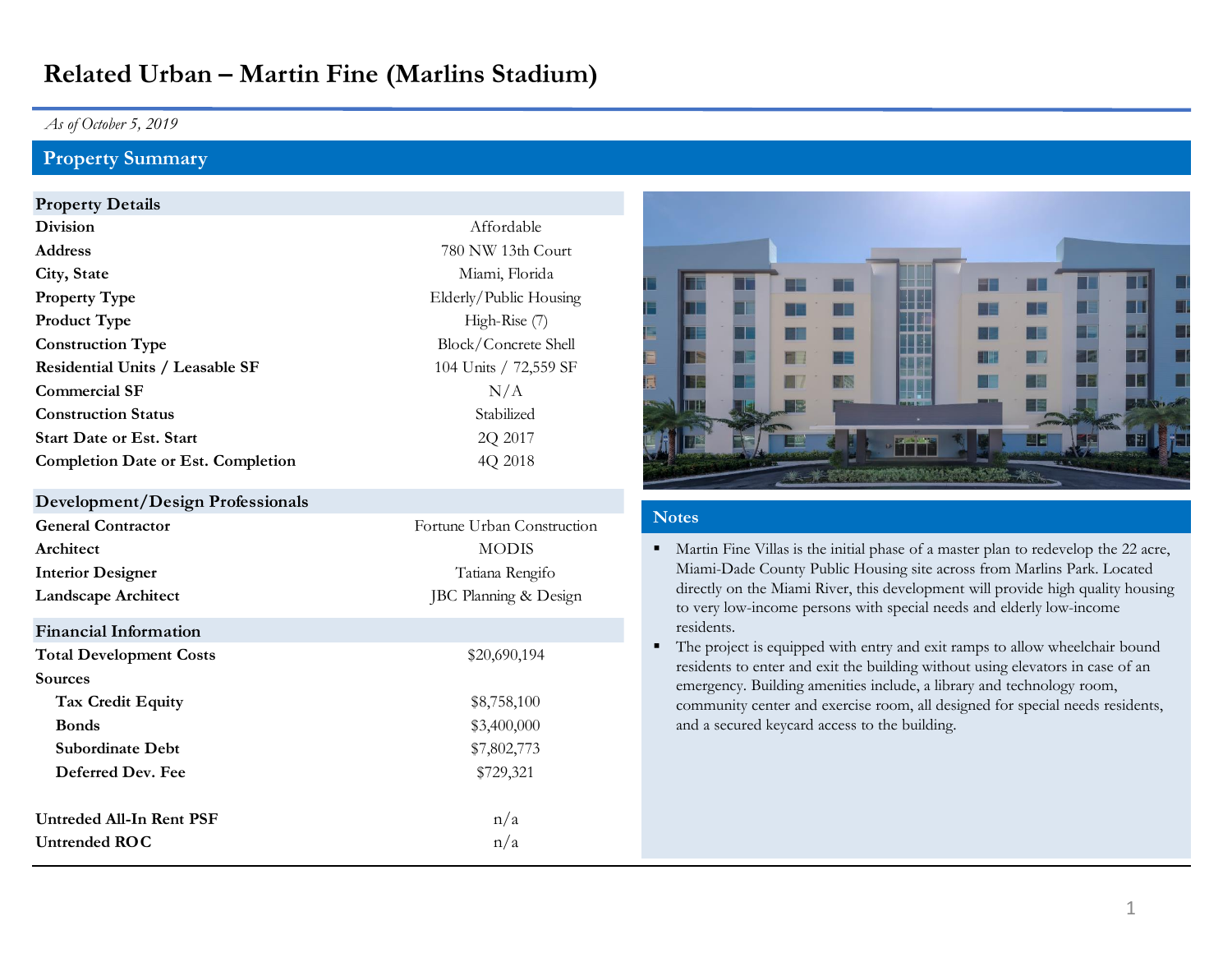# Related Urban – Martin Fine (Marlins Stadium)

*As of October 5, 2019*

## Property Summary

| Property Details | |
|---|---|
| **Division** | Affordable |
| **Address** | 780 NW 13th Court |
| **City, State** | Miami, Florida |
| **Property Type** | Elderly/Public Housing |
| **Product Type** | High-Rise (7) |
| **Construction Type** | Block/Concrete Shell |
| **Residential Units / Leasable SF** | 104 Units / 72,559 SF |
| **Commercial SF** | N/A |
| **Construction Status** | Stabilized |
| **Start Date or Est. Start** | 2Q 2017 |
| **Completion Date or Est. Completion** | 4Q 2018 |

| Development/Design Professionals | |
|---|---|
| **General Contractor** | Fortune Urban Construction |
| **Architect** | MODIS |
| **Interior Designer** | Tatiana Rengifo |
| **Landscape Architect** | JBC Planning & Design |

| Financial Information | |
|---|---|
| **Total Development Costs** | $20,690,194 |
| **Sources** | |
| **Tax Credit Equity** | $8,758,100 |
| **Bonds** | $3,400,000 |
| **Subordinate Debt** | $7,802,773 |
| **Deferred Dev. Fee** | $729,321 |
| | |
| **Untreded All-In Rent PSF** | n/a |
| **Untrended ROC** | n/a |

### Notes

- Martin Fine Villas is the initial phase of a master plan to redevelop the 22 acre, Miami-Dade County Public Housing site across from Marlins Park. Located directly on the Miami River, this development will provide high quality housing to very low-income persons with special needs and elderly low-income residents.
- The project is equipped with entry and exit ramps to allow wheelchair bound residents to enter and exit the building without using elevators in case of an emergency. Building amenities include, a library and technology room, community center and exercise room, all designed for special needs residents, and a secured keycard access to the building.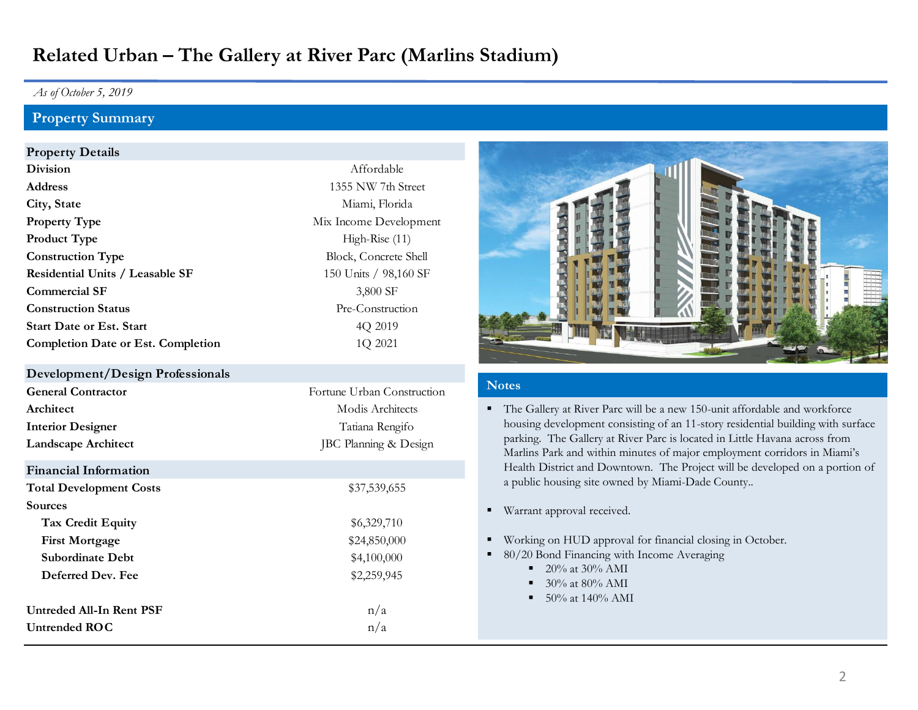# Related Urban – The Gallery at River Parc (Marlins Stadium)

*As of October 5, 2019*

## Property Summary

| Property Details | |
|---|---|
| **Division** | Affordable |
| **Address** | 1355 NW 7th Street |
| **City, State** | Miami, Florida |
| **Property Type** | Mix Income Development |
| **Product Type** | High-Rise (11) |
| **Construction Type** | Block, Concrete Shell |
| **Residential Units / Leasable SF** | 150 Units / 98,160 SF |
| **Commercial SF** | 3,800 SF |
| **Construction Status** | Pre-Construction |
| **Start Date or Est. Start** | 4Q 2019 |
| **Completion Date or Est. Completion** | 1Q 2021 |

| Development/Design Professionals | |
|---|---|
| **General Contractor** | Fortune Urban Construction |
| **Architect** | Modis Architects |
| **Interior Designer** | Tatiana Rengifo |
| **Landscape Architect** | JBC Planning & Design |

| Financial Information | |
|---|---|
| **Total Development Costs** | $37,539,655 |
| **Sources** | |
| **Tax Credit Equity** | $6,329,710 |
| **First Mortgage** | $24,850,000 |
| **Subordinate Debt** | $4,100,000 |
| **Deferred Dev. Fee** | $2,259,945 |
| | |
| **Untreded All-In Rent PSF** | n/a |
| **Untrended ROC** | n/a |

### Notes

- The Gallery at River Parc will be a new 150-unit affordable and workforce housing development consisting of an 11-story residential building with surface parking. The Gallery at River Parc is located in Little Havana across from Marlins Park and within minutes of major employment corridors in Miami's Health District and Downtown. The Project will be developed on a portion of a public housing site owned by Miami-Dade County..
- Warrant approval received.
- Working on HUD approval for financial closing in October.
- 80/20 Bond Financing with Income Averaging
  - 20% at 30% AMI
  - 30% at 80% AMI
  - 50% at 140% AMI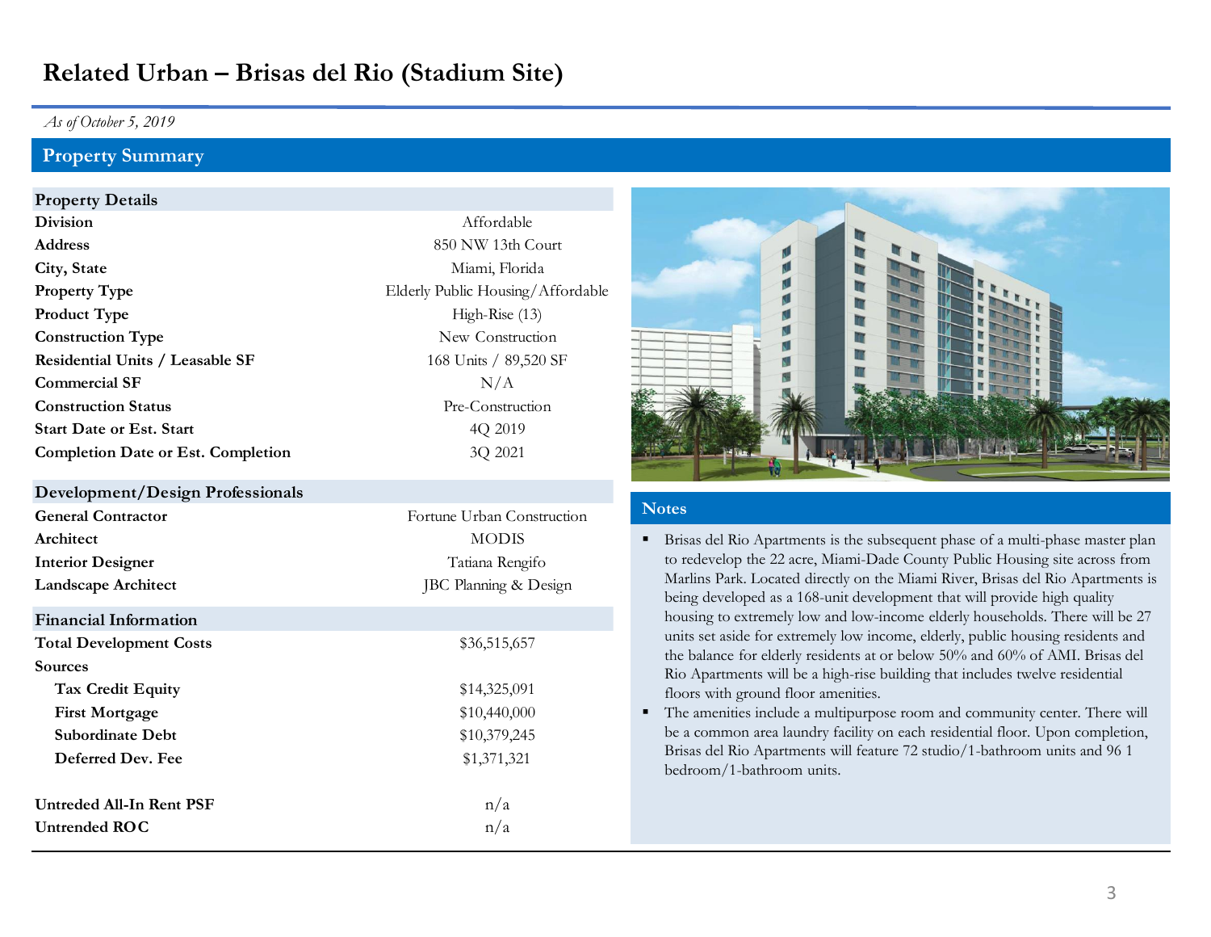# Related Urban – Brisas del Rio (Stadium Site)

*As of October 5, 2019*

## Property Summary

### Property Details

| | |
|---|---|
| **Division** | Affordable |
| **Address** | 850 NW 13th Court |
| **City, State** | Miami, Florida |
| **Property Type** | Elderly Public Housing/Affordable |
| **Product Type** | High-Rise (13) |
| **Construction Type** | New Construction |
| **Residential Units / Leasable SF** | 168 Units / 89,520 SF |
| **Commercial SF** | N/A |
| **Construction Status** | Pre-Construction |
| **Start Date or Est. Start** | 4Q 2019 |
| **Completion Date or Est. Completion** | 3Q 2021 |

### Development/Design Professionals

| | |
|---|---|
| **General Contractor** | Fortune Urban Construction |
| **Architect** | MODIS |
| **Interior Designer** | Tatiana Rengifo |
| **Landscape Architect** | JBC Planning & Design |

### Financial Information

| | |
|---|---|
| **Total Development Costs** | $36,515,657 |
| **Sources** | |
| **Tax Credit Equity** | $14,325,091 |
| **First Mortgage** | $10,440,000 |
| **Subordinate Debt** | $10,379,245 |
| **Deferred Dev. Fee** | $1,371,321 |
| | |
| **Untreded All-In Rent PSF** | n/a |
| **Untrended ROC** | n/a |

### Notes

- Brisas del Rio Apartments is the subsequent phase of a multi-phase master plan to redevelop the 22 acre, Miami-Dade County Public Housing site across from Marlins Park. Located directly on the Miami River, Brisas del Rio Apartments is being developed as a 168-unit development that will provide high quality housing to extremely low and low-income elderly households. There will be 27 units set aside for extremely low income, elderly, public housing residents and the balance for elderly residents at or below 50% and 60% of AMI. Brisas del Rio Apartments will be a high-rise building that includes twelve residential floors with ground floor amenities.
- The amenities include a multipurpose room and community center. There will be a common area laundry facility on each residential floor. Upon completion, Brisas del Rio Apartments will feature 72 studio/1-bathroom units and 96 1 bedroom/1-bathroom units.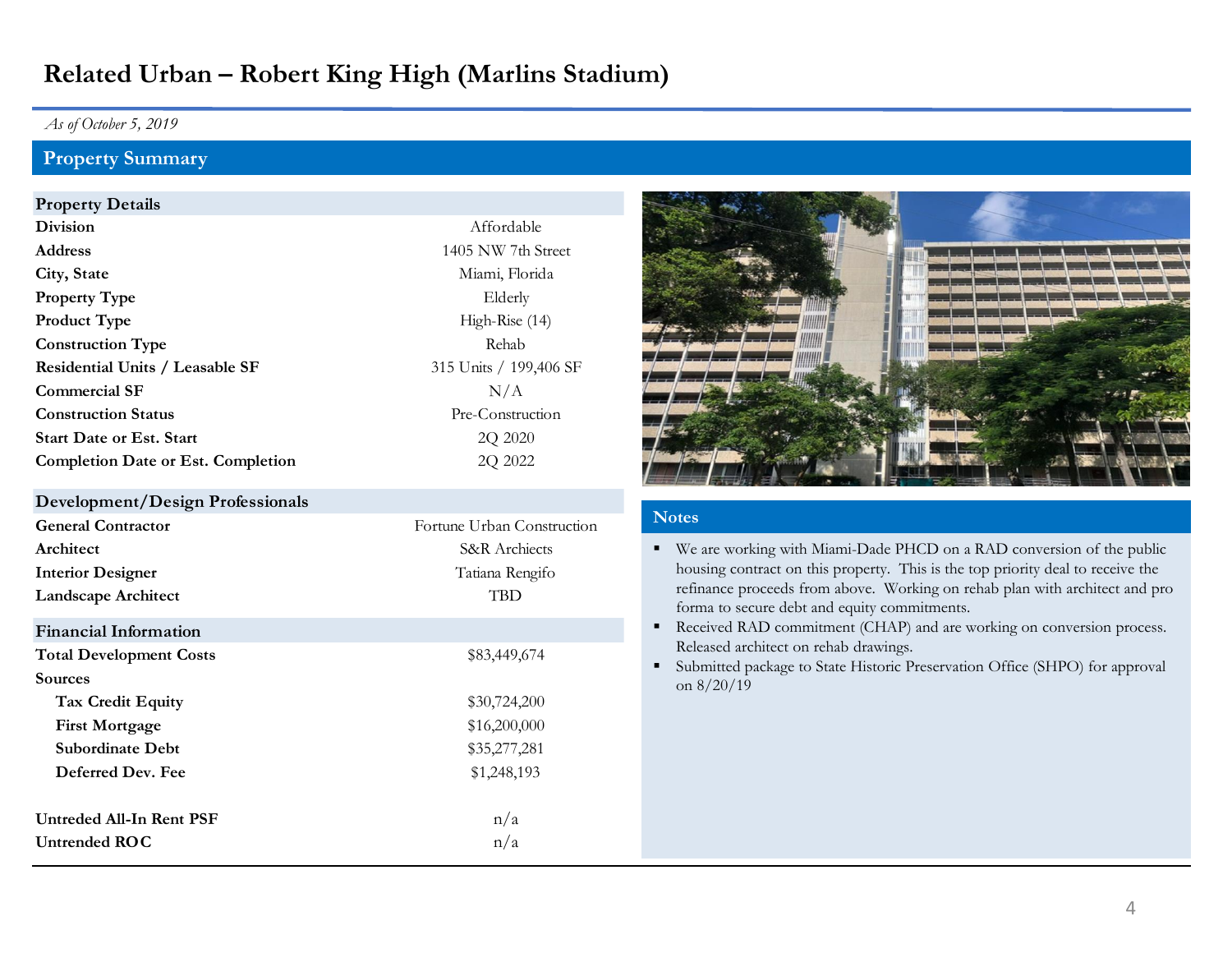# Related Urban – Robert King High (Marlins Stadium)

*As of October 5, 2019*

## Property Summary

| Property Details | |
|---|---|
| **Division** | Affordable |
| **Address** | 1405 NW 7th Street |
| **City, State** | Miami, Florida |
| **Property Type** | Elderly |
| **Product Type** | High-Rise (14) |
| **Construction Type** | Rehab |
| **Residential Units / Leasable SF** | 315 Units / 199,406 SF |
| **Commercial SF** | N/A |
| **Construction Status** | Pre-Construction |
| **Start Date or Est. Start** | 2Q 2020 |
| **Completion Date or Est. Completion** | 2Q 2022 |

| Development/Design Professionals | |
|---|---|
| **General Contractor** | Fortune Urban Construction |
| **Architect** | S&R Archiects |
| **Interior Designer** | Tatiana Rengifo |
| **Landscape Architect** | TBD |

| Financial Information | |
|---|---|
| **Total Development Costs** | $83,449,674 |
| **Sources** | |
| **Tax Credit Equity** | $30,724,200 |
| **First Mortgage** | $16,200,000 |
| **Subordinate Debt** | $35,277,281 |
| **Deferred Dev. Fee** | $1,248,193 |
| | |
| **Untreded All-In Rent PSF** | n/a |
| **Untrended ROC** | n/a |

### Notes

- We are working with Miami-Dade PHCD on a RAD conversion of the public housing contract on this property. This is the top priority deal to receive the refinance proceeds from above. Working on rehab plan with architect and pro forma to secure debt and equity commitments.
- Received RAD commitment (CHAP) and are working on conversion process. Released architect on rehab drawings.
- Submitted package to State Historic Preservation Office (SHPO) for approval on 8/20/19